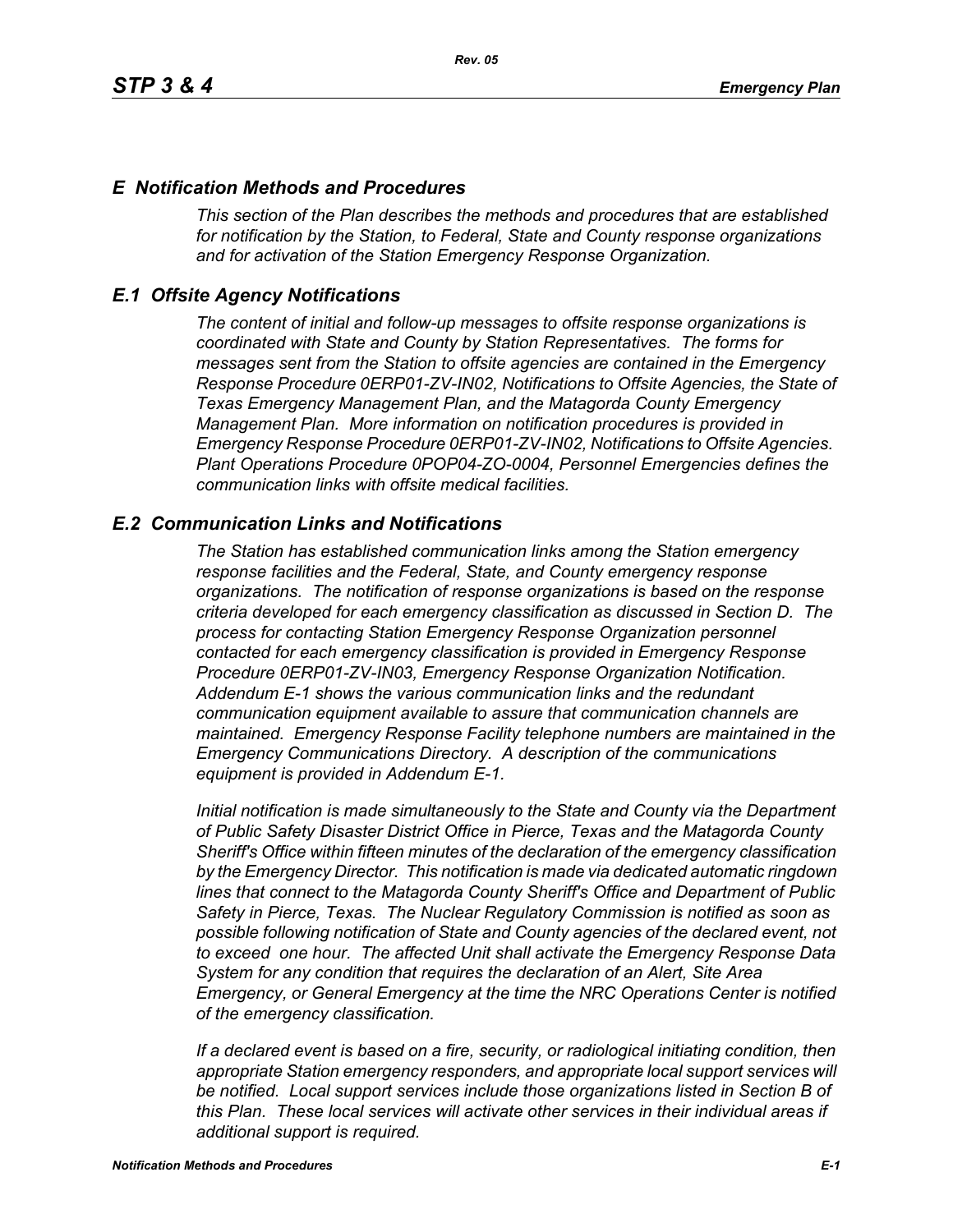# *E Notification Methods and Procedures*

*This section of the Plan describes the methods and procedures that are established for notification by the Station, to Federal, State and County response organizations and for activation of the Station Emergency Response Organization.*

## *E.1 Offsite Agency Notifications*

*The content of initial and follow-up messages to offsite response organizations is coordinated with State and County by Station Representatives. The forms for messages sent from the Station to offsite agencies are contained in the Emergency Response Procedure 0ERP01-ZV-IN02, Notifications to Offsite Agencies, the State of Texas Emergency Management Plan, and the Matagorda County Emergency Management Plan. More information on notification procedures is provided in Emergency Response Procedure 0ERP01-ZV-IN02, Notifications to Offsite Agencies. Plant Operations Procedure 0POP04-ZO-0004, Personnel Emergencies defines the communication links with offsite medical facilities.*

## *E.2 Communication Links and Notifications*

*The Station has established communication links among the Station emergency response facilities and the Federal, State, and County emergency response organizations. The notification of response organizations is based on the response criteria developed for each emergency classification as discussed in Section D. The process for contacting Station Emergency Response Organization personnel contacted for each emergency classification is provided in Emergency Response Procedure 0ERP01-ZV-IN03, Emergency Response Organization Notification. Addendum E-1 shows the various communication links and the redundant communication equipment available to assure that communication channels are maintained. Emergency Response Facility telephone numbers are maintained in the Emergency Communications Directory. A description of the communications equipment is provided in Addendum E-1.*

*Initial notification is made simultaneously to the State and County via the Department of Public Safety Disaster District Office in Pierce, Texas and the Matagorda County Sheriff's Office within fifteen minutes of the declaration of the emergency classification by the Emergency Director. This notification is made via dedicated automatic ringdown lines that connect to the Matagorda County Sheriff's Office and Department of Public Safety in Pierce, Texas. The Nuclear Regulatory Commission is notified as soon as possible following notification of State and County agencies of the declared event, not to exceed one hour. The affected Unit shall activate the Emergency Response Data System for any condition that requires the declaration of an Alert, Site Area Emergency, or General Emergency at the time the NRC Operations Center is notified of the emergency classification.*

*If a declared event is based on a fire, security, or radiological initiating condition, then appropriate Station emergency responders, and appropriate local support services will be notified. Local support services include those organizations listed in Section B of this Plan. These local services will activate other services in their individual areas if additional support is required.*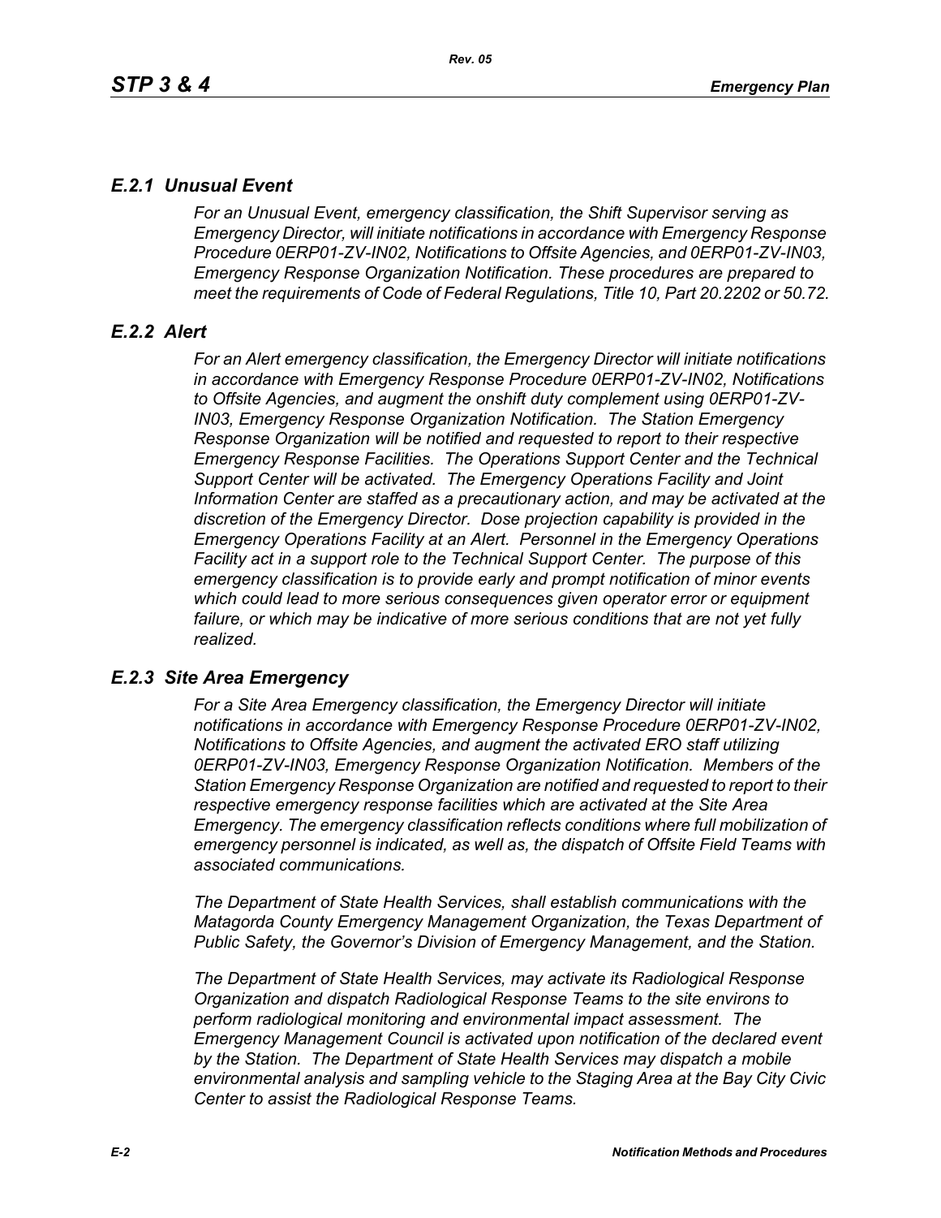## *E.2.1 Unusual Event*

*For an Unusual Event, emergency classification, the Shift Supervisor serving as Emergency Director, will initiate notifications in accordance with Emergency Response Procedure 0ERP01-ZV-IN02, Notifications to Offsite Agencies, and 0ERP01-ZV-IN03, Emergency Response Organization Notification. These procedures are prepared to meet the requirements of Code of Federal Regulations, Title 10, Part 20.2202 or 50.72.*

## *E.2.2 Alert*

*For an Alert emergency classification, the Emergency Director will initiate notifications in accordance with Emergency Response Procedure 0ERP01-ZV-IN02, Notifications to Offsite Agencies, and augment the onshift duty complement using 0ERP01-ZV-IN03, Emergency Response Organization Notification. The Station Emergency Response Organization will be notified and requested to report to their respective Emergency Response Facilities. The Operations Support Center and the Technical Support Center will be activated. The Emergency Operations Facility and Joint Information Center are staffed as a precautionary action, and may be activated at the discretion of the Emergency Director. Dose projection capability is provided in the Emergency Operations Facility at an Alert. Personnel in the Emergency Operations Facility act in a support role to the Technical Support Center. The purpose of this emergency classification is to provide early and prompt notification of minor events which could lead to more serious consequences given operator error or equipment failure, or which may be indicative of more serious conditions that are not yet fully realized.*

## *E.2.3 Site Area Emergency*

*For a Site Area Emergency classification, the Emergency Director will initiate notifications in accordance with Emergency Response Procedure 0ERP01-ZV-IN02, Notifications to Offsite Agencies, and augment the activated ERO staff utilizing 0ERP01-ZV-IN03, Emergency Response Organization Notification. Members of the Station Emergency Response Organization are notified and requested to report to their respective emergency response facilities which are activated at the Site Area Emergency. The emergency classification reflects conditions where full mobilization of emergency personnel is indicated, as well as, the dispatch of Offsite Field Teams with associated communications.*

*The Department of State Health Services, shall establish communications with the Matagorda County Emergency Management Organization, the Texas Department of Public Safety, the Governor's Division of Emergency Management, and the Station.*

*The Department of State Health Services, may activate its Radiological Response Organization and dispatch Radiological Response Teams to the site environs to perform radiological monitoring and environmental impact assessment. The Emergency Management Council is activated upon notification of the declared event by the Station. The Department of State Health Services may dispatch a mobile environmental analysis and sampling vehicle to the Staging Area at the Bay City Civic Center to assist the Radiological Response Teams.*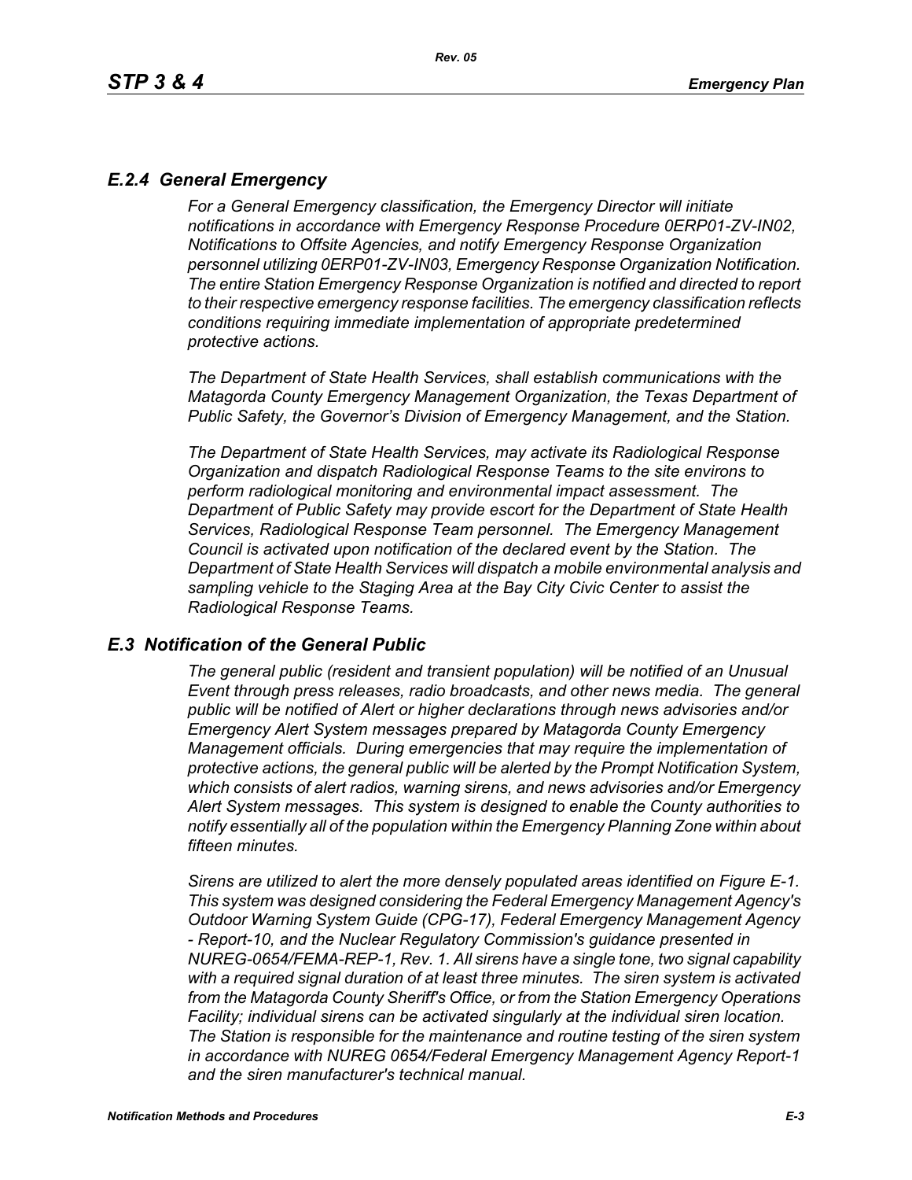## *E.2.4 General Emergency*

*For a General Emergency classification, the Emergency Director will initiate notifications in accordance with Emergency Response Procedure 0ERP01-ZV-IN02, Notifications to Offsite Agencies, and notify Emergency Response Organization personnel utilizing 0ERP01-ZV-IN03, Emergency Response Organization Notification. The entire Station Emergency Response Organization is notified and directed to report to their respective emergency response facilities. The emergency classification reflects conditions requiring immediate implementation of appropriate predetermined protective actions.*

*The Department of State Health Services, shall establish communications with the Matagorda County Emergency Management Organization, the Texas Department of Public Safety, the Governor's Division of Emergency Management, and the Station.*

*The Department of State Health Services, may activate its Radiological Response Organization and dispatch Radiological Response Teams to the site environs to perform radiological monitoring and environmental impact assessment. The Department of Public Safety may provide escort for the Department of State Health Services, Radiological Response Team personnel. The Emergency Management Council is activated upon notification of the declared event by the Station. The Department of State Health Services will dispatch a mobile environmental analysis and sampling vehicle to the Staging Area at the Bay City Civic Center to assist the Radiological Response Teams.*

## *E.3 Notification of the General Public*

*The general public (resident and transient population) will be notified of an Unusual Event through press releases, radio broadcasts, and other news media. The general public will be notified of Alert or higher declarations through news advisories and/or Emergency Alert System messages prepared by Matagorda County Emergency Management officials. During emergencies that may require the implementation of protective actions, the general public will be alerted by the Prompt Notification System, which consists of alert radios, warning sirens, and news advisories and/or Emergency Alert System messages. This system is designed to enable the County authorities to notify essentially all of the population within the Emergency Planning Zone within about fifteen minutes.*

*Sirens are utilized to alert the more densely populated areas identified on Figure E-1. This system was designed considering the Federal Emergency Management Agency's Outdoor Warning System Guide (CPG-17), Federal Emergency Management Agency - Report-10, and the Nuclear Regulatory Commission's guidance presented in NUREG-0654/FEMA-REP-1, Rev. 1. All sirens have a single tone, two signal capability with a required signal duration of at least three minutes. The siren system is activated from the Matagorda County Sheriff's Office, or from the Station Emergency Operations Facility; individual sirens can be activated singularly at the individual siren location. The Station is responsible for the maintenance and routine testing of the siren system in accordance with NUREG 0654/Federal Emergency Management Agency Report-1 and the siren manufacturer's technical manual.*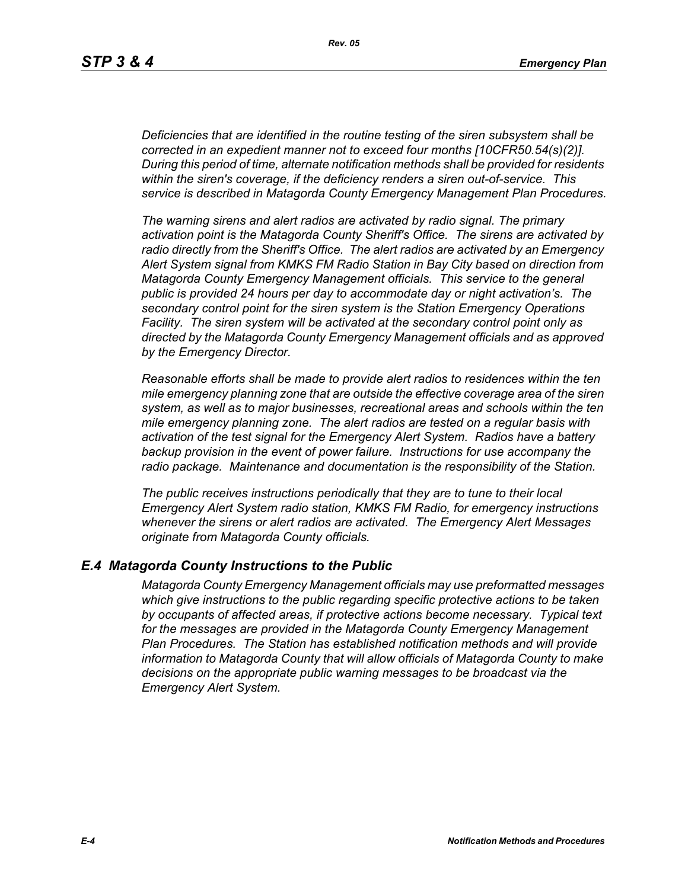*Deficiencies that are identified in the routine testing of the siren subsystem shall be corrected in an expedient manner not to exceed four months [10CFR50.54(s)(2)]. During this period of time, alternate notification methods shall be provided for residents within the siren's coverage, if the deficiency renders a siren out-of-service. This service is described in Matagorda County Emergency Management Plan Procedures.*

*The warning sirens and alert radios are activated by radio signal. The primary activation point is the Matagorda County Sheriff's Office. The sirens are activated by radio directly from the Sheriff's Office. The alert radios are activated by an Emergency Alert System signal from KMKS FM Radio Station in Bay City based on direction from Matagorda County Emergency Management officials. This service to the general public is provided 24 hours per day to accommodate day or night activation's. The secondary control point for the siren system is the Station Emergency Operations Facility. The siren system will be activated at the secondary control point only as directed by the Matagorda County Emergency Management officials and as approved by the Emergency Director.*

*Reasonable efforts shall be made to provide alert radios to residences within the ten mile emergency planning zone that are outside the effective coverage area of the siren system, as well as to major businesses, recreational areas and schools within the ten mile emergency planning zone. The alert radios are tested on a regular basis with activation of the test signal for the Emergency Alert System. Radios have a battery backup provision in the event of power failure. Instructions for use accompany the radio package. Maintenance and documentation is the responsibility of the Station.*

*The public receives instructions periodically that they are to tune to their local Emergency Alert System radio station, KMKS FM Radio, for emergency instructions whenever the sirens or alert radios are activated. The Emergency Alert Messages originate from Matagorda County officials.*

## *E.4 Matagorda County Instructions to the Public*

*Matagorda County Emergency Management officials may use preformatted messages which give instructions to the public regarding specific protective actions to be taken by occupants of affected areas, if protective actions become necessary. Typical text for the messages are provided in the Matagorda County Emergency Management Plan Procedures. The Station has established notification methods and will provide information to Matagorda County that will allow officials of Matagorda County to make decisions on the appropriate public warning messages to be broadcast via the Emergency Alert System.*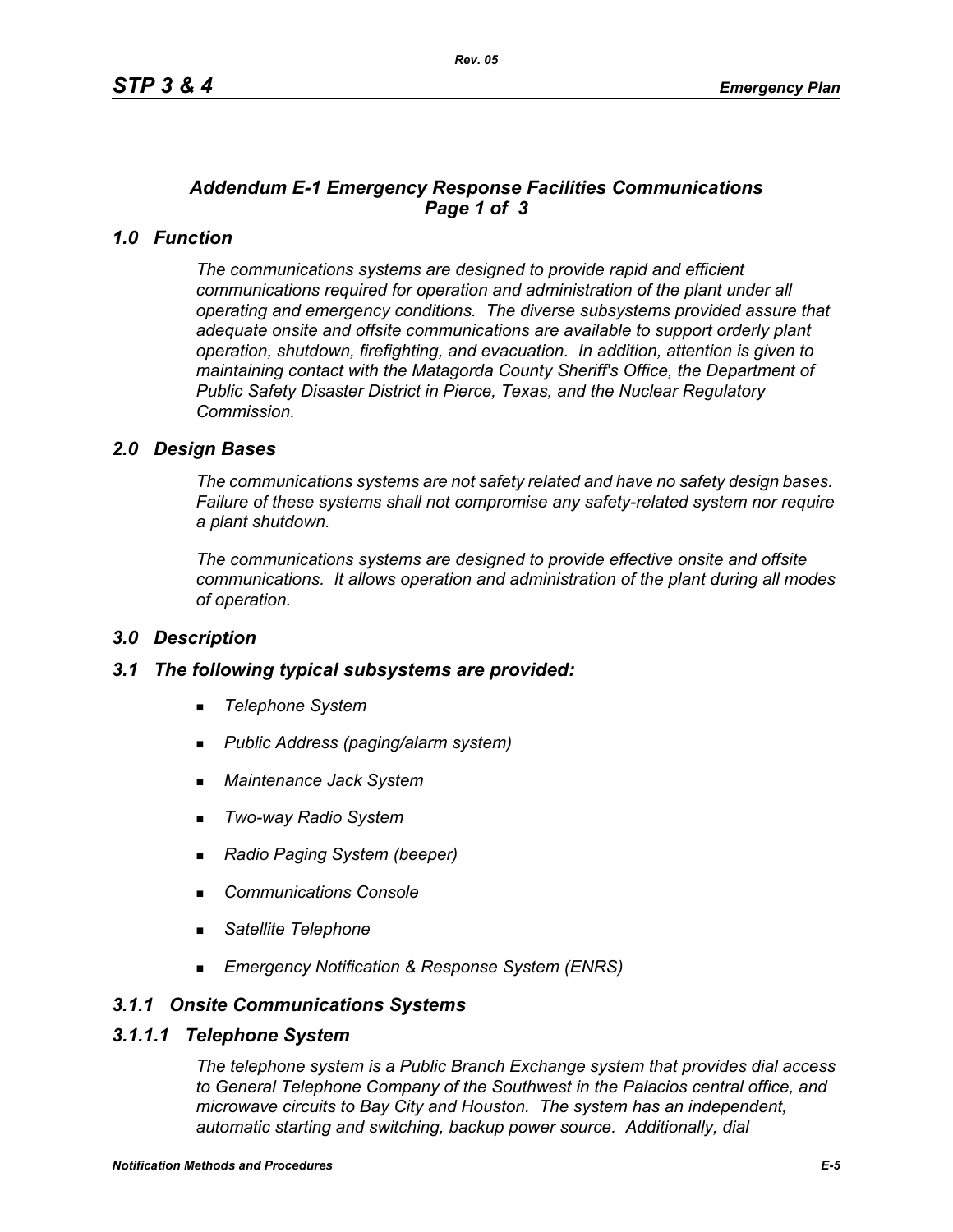## *Addendum E-1 Emergency Response Facilities Communications Page 1 of 3*

### *1.0 Function*

*The communications systems are designed to provide rapid and efficient communications required for operation and administration of the plant under all operating and emergency conditions. The diverse subsystems provided assure that adequate onsite and offsite communications are available to support orderly plant operation, shutdown, firefighting, and evacuation. In addition, attention is given to maintaining contact with the Matagorda County Sheriff's Office, the Department of Public Safety Disaster District in Pierce, Texas, and the Nuclear Regulatory Commission.*

### *2.0 Design Bases*

*The communications systems are not safety related and have no safety design bases. Failure of these systems shall not compromise any safety-related system nor require a plant shutdown.*

*The communications systems are designed to provide effective onsite and offsite communications. It allows operation and administration of the plant during all modes of operation.*

### *3.0 Description*

### *3.1 The following typical subsystems are provided:*

- *Telephone System*
- *Public Address (paging/alarm system)*
- *Maintenance Jack System*
- *Two-way Radio System*
- *Radio Paging System (beeper)*
- *Communications Console*
- *Satellite Telephone*
- *Emergency Notification & Response System (ENRS)*

### *3.1.1 Onsite Communications Systems*

#### *3.1.1.1 Telephone System*

*The telephone system is a Public Branch Exchange system that provides dial access to General Telephone Company of the Southwest in the Palacios central office, and microwave circuits to Bay City and Houston. The system has an independent, automatic starting and switching, backup power source. Additionally, dial*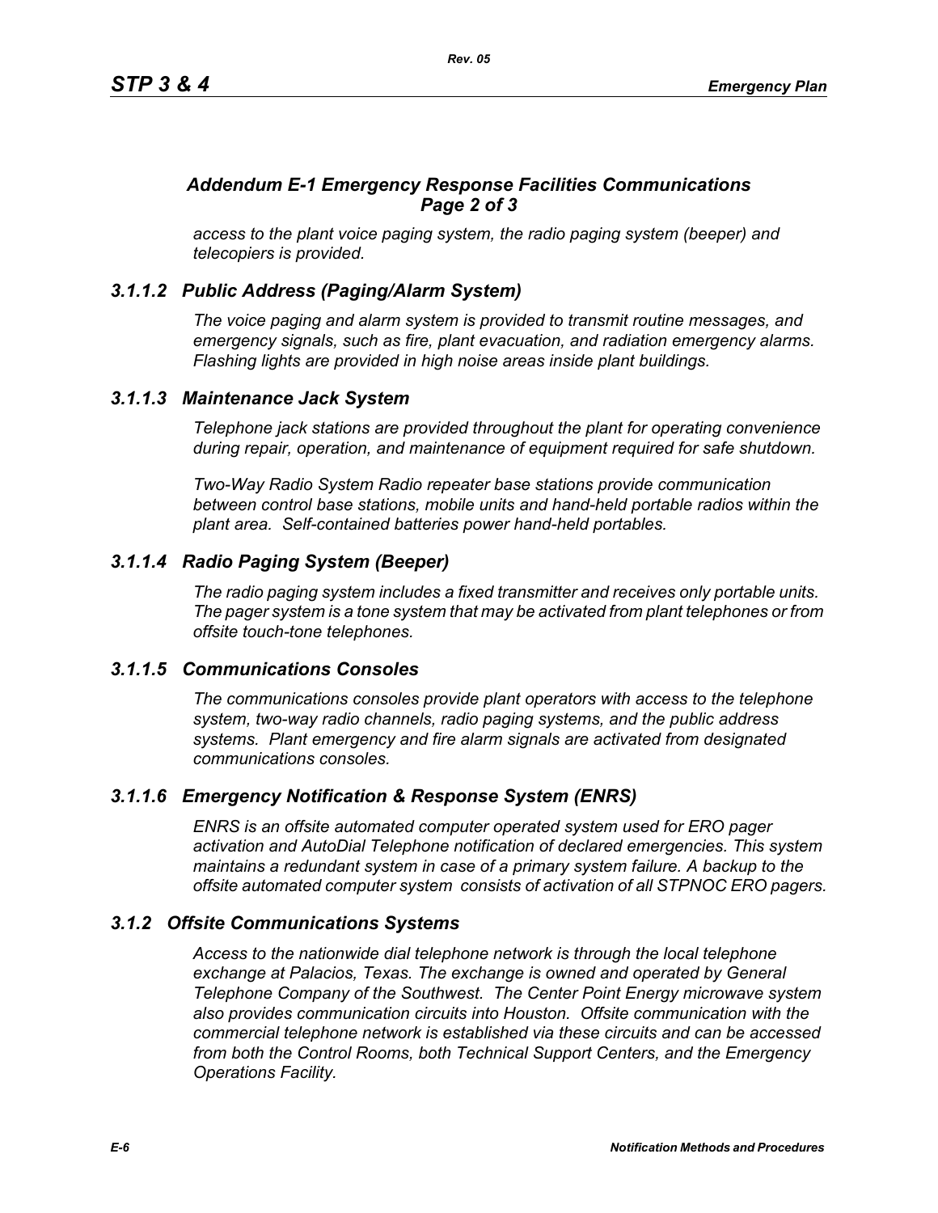## *Addendum E-1 Emergency Response Facilities Communications Page 2 of 3*

*access to the plant voice paging system, the radio paging system (beeper) and telecopiers is provided.*

### *3.1.1.2 Public Address (Paging/Alarm System)*

*The voice paging and alarm system is provided to transmit routine messages, and emergency signals, such as fire, plant evacuation, and radiation emergency alarms. Flashing lights are provided in high noise areas inside plant buildings.*

### *3.1.1.3 Maintenance Jack System*

*Telephone jack stations are provided throughout the plant for operating convenience during repair, operation, and maintenance of equipment required for safe shutdown.*

*Two-Way Radio System Radio repeater base stations provide communication between control base stations, mobile units and hand-held portable radios within the plant area. Self-contained batteries power hand-held portables.*

### *3.1.1.4 Radio Paging System (Beeper)*

*The radio paging system includes a fixed transmitter and receives only portable units. The pager system is a tone system that may be activated from plant telephones or from offsite touch-tone telephones.*

### *3.1.1.5 Communications Consoles*

*The communications consoles provide plant operators with access to the telephone system, two-way radio channels, radio paging systems, and the public address systems. Plant emergency and fire alarm signals are activated from designated communications consoles.*

### *3.1.1.6 Emergency Notification & Response System (ENRS)*

*ENRS is an offsite automated computer operated system used for ERO pager activation and AutoDial Telephone notification of declared emergencies. This system maintains a redundant system in case of a primary system failure. A backup to the offsite automated computer system consists of activation of all STPNOC ERO pagers.*

### *3.1.2 Offsite Communications Systems*

*Access to the nationwide dial telephone network is through the local telephone exchange at Palacios, Texas. The exchange is owned and operated by General Telephone Company of the Southwest. The Center Point Energy microwave system also provides communication circuits into Houston. Offsite communication with the commercial telephone network is established via these circuits and can be accessed from both the Control Rooms, both Technical Support Centers, and the Emergency Operations Facility.*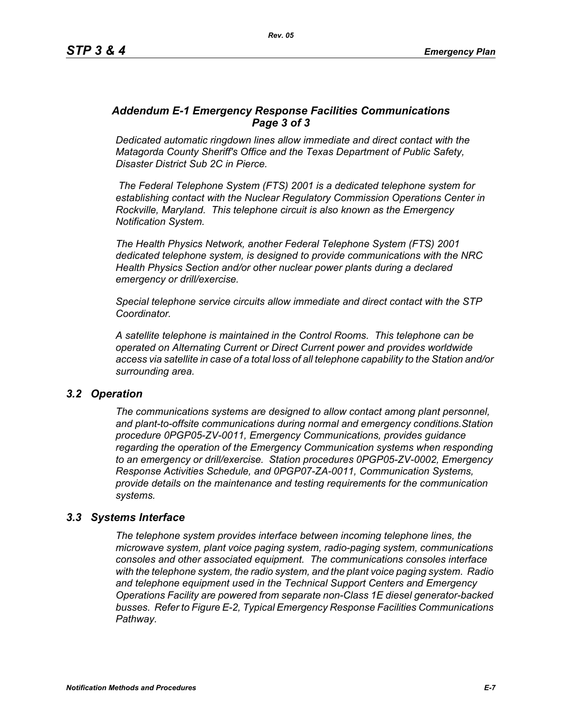### *Addendum E-1 Emergency Response Facilities Communications Page 3 of 3*

*Dedicated automatic ringdown lines allow immediate and direct contact with the Matagorda County Sheriff's Office and the Texas Department of Public Safety, Disaster District Sub 2C in Pierce.*

*The Federal Telephone System (FTS) 2001 is a dedicated telephone system for establishing contact with the Nuclear Regulatory Commission Operations Center in Rockville, Maryland. This telephone circuit is also known as the Emergency Notification System.*

*The Health Physics Network, another Federal Telephone System (FTS) 2001 dedicated telephone system, is designed to provide communications with the NRC Health Physics Section and/or other nuclear power plants during a declared emergency or drill/exercise.*

*Special telephone service circuits allow immediate and direct contact with the STP Coordinator.*

*A satellite telephone is maintained in the Control Rooms. This telephone can be operated on Alternating Current or Direct Current power and provides worldwide access via satellite in case of a total loss of all telephone capability to the Station and/or surrounding area.*

## *3.2 Operation*

*The communications systems are designed to allow contact among plant personnel, and plant-to-offsite communications during normal and emergency conditions.Station procedure 0PGP05-ZV-0011, Emergency Communications, provides guidance regarding the operation of the Emergency Communication systems when responding to an emergency or drill/exercise. Station procedures 0PGP05-ZV-0002, Emergency Response Activities Schedule, and 0PGP07-ZA-0011, Communication Systems, provide details on the maintenance and testing requirements for the communication systems.*

## *3.3 Systems Interface*

*The telephone system provides interface between incoming telephone lines, the microwave system, plant voice paging system, radio-paging system, communications consoles and other associated equipment. The communications consoles interface with the telephone system, the radio system, and the plant voice paging system. Radio and telephone equipment used in the Technical Support Centers and Emergency Operations Facility are powered from separate non-Class 1E diesel generator-backed busses. Refer to Figure E-2, Typical Emergency Response Facilities Communications Pathway.*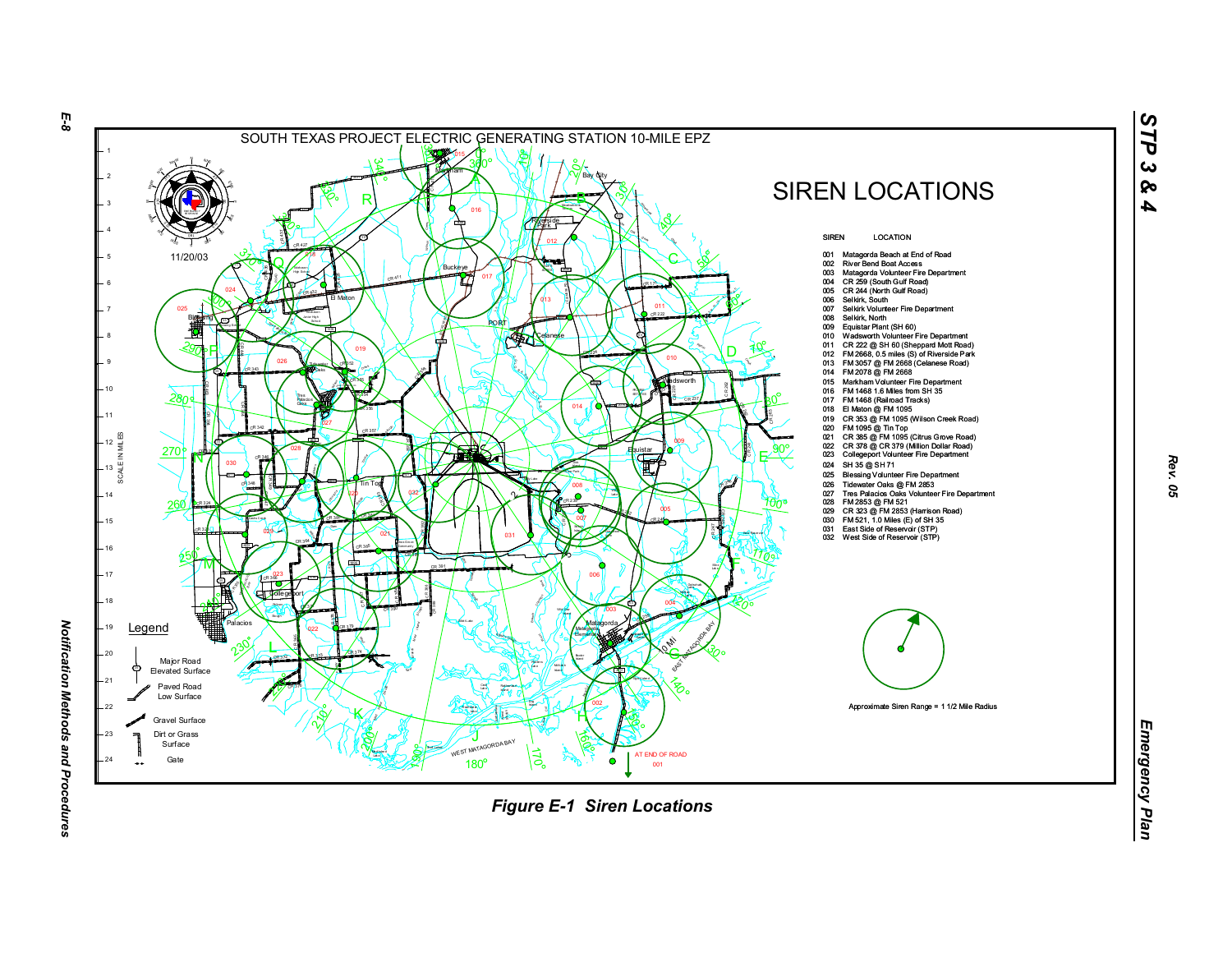SOUTH TEXAS PROJECT ELECTRIC GENERATING STATION 10-MILE EPZ

# SIREN LOCATIONS

| SIREN | LOCATION |
|---|---|
| 001 | Matagorda Beach at End of Road |
| 002 | River Bend Boat Access |
| 003 | Matagorda Volunteer Fire Department |
| 004 | CR 259 (South Gulf Road) |
| 005 | CR 244 (North Gulf Road) |
| 006 | Selkirk, South |
| 007 | Selkirk Volunteer Fire Department |
| 008 | Selkirk, North |
| 009 | Equistar Plant (SH 60) |
| 010 | Wadsworth Volunteer Fire Department |
| 011 | CR 222 @ SH 60 (Sheppard Mott Road) |
| 012 | FM 2668, 0.5 miles (S) of Riverside Park |
| 013 | FM 3057 @ FM 2668 (Celanese Road) |
| 014 | FM 2078 @ FM 2668 |
| 015 | Markham Volunteer Fire Department |
| 016 | FM 1468 1.6 Miles from SH 35 |
| 017 | FM 1468 (Railroad Tracks) |
| 018 | El Maton @ FM 1095 |
| 019 | CR 353 @ FM 1095 (Wilson Creek Road) |
| 020 | FM 1095 @ Tin Top |
| 021 | CR 385 @ FM 1095 (Citrus Grove Road) |
| 022 | CR 378 @ CR 379 (Million Dollar Road) |
| 023 | Collegeport Volunteer Fire Department |
| 024 | SH 35 @ SH 71 |
| 025 | Blessing Volunteer Fire Department |
| 026 | Tidewater Oaks @ FM 2853 |
| 027 | Tres Palacios Oaks Volunteer Fire Department |
| 028 | FM 2853 @ FM 521 |
| 029 | CR 323 @ FM 2853 (Harrison Road) |
| 030 | FM 521, 1.0 Miles (E) of SH 35 |
| 031 | East Side of Reservoir (STP) |
| 032 | West Side of Reservoir (STP) |

Approximate Siren Range = 1 1/2 Mile Radius

11/20/03

Legend

- Major Road Elevated Surface
- Paved Road Low Surface
- Gravel Surface
- Dirt or Grass Surface
- Gate

*Figure E-1 Siren Locations*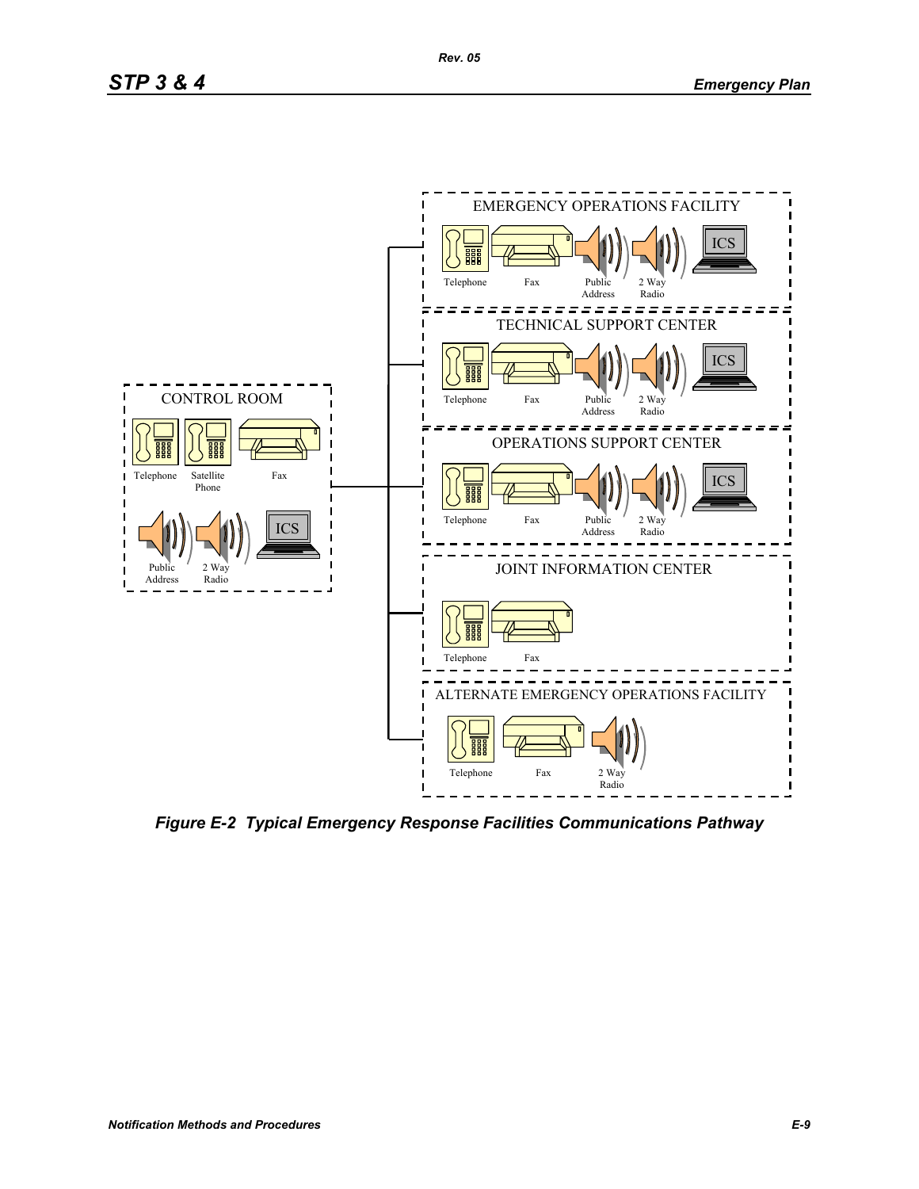CONTROL ROOM

Telephone, Satellite Phone, Fax, Public Address, 2 Way Radio, ICS

EMERGENCY OPERATIONS FACILITY

Telephone, Fax, Public Address, 2 Way Radio, ICS

TECHNICAL SUPPORT CENTER

Telephone, Fax, Public Address, 2 Way Radio, ICS

OPERATIONS SUPPORT CENTER

Telephone, Fax, Public Address, 2 Way Radio, ICS

JOINT INFORMATION CENTER

Telephone, Fax

ALTERNATE EMERGENCY OPERATIONS FACILITY

Telephone, Fax, 2 Way Radio

***Figure E-2  Typical Emergency Response Facilities Communications Pathway***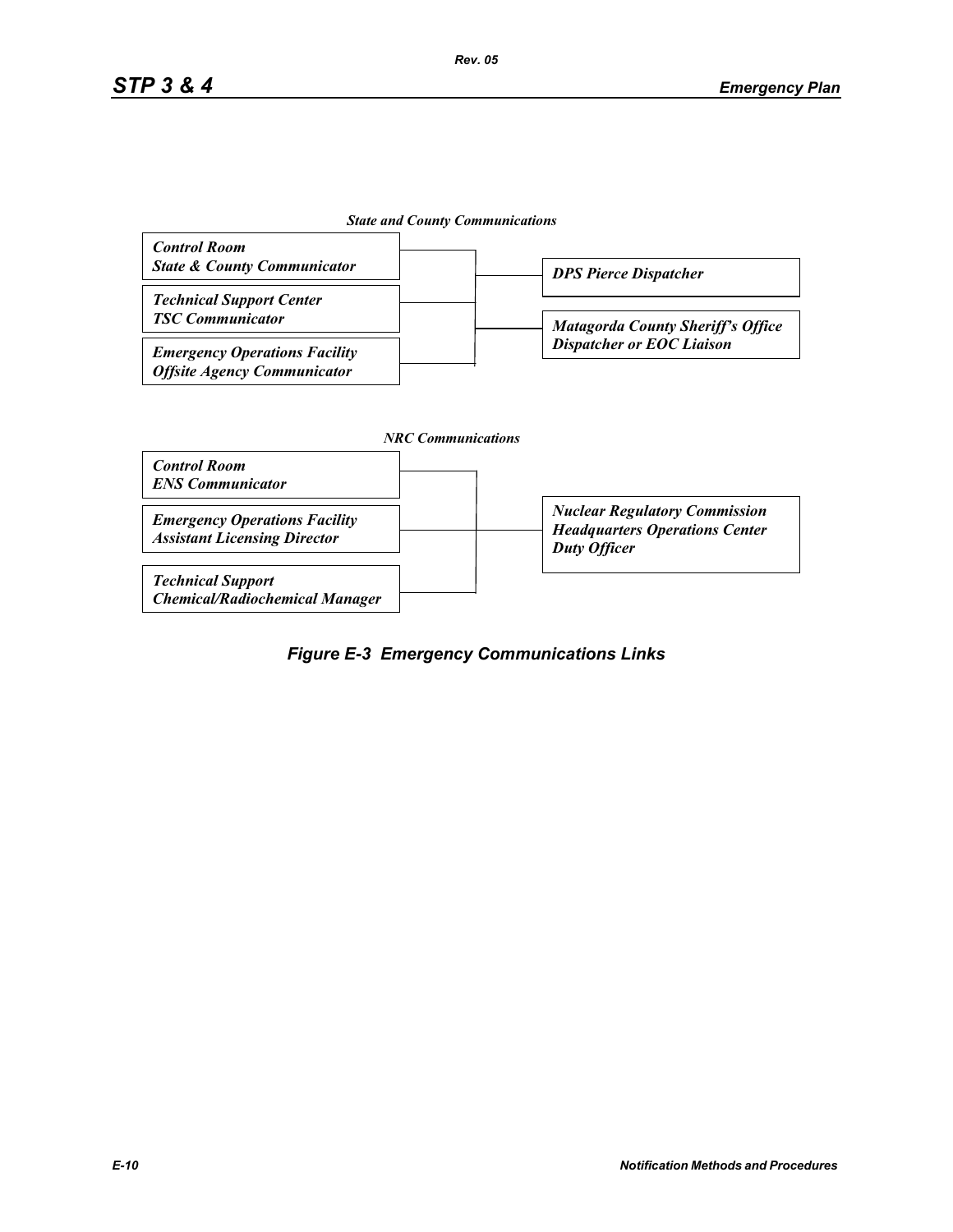*State and County Communications*

*Control Room*
*State & County Communicator*

*Technical Support Center*
*TSC Communicator*

*Emergency Operations Facility*
*Offsite Agency Communicator*

*DPS Pierce Dispatcher*

*Matagorda County Sheriff's Office*
*Dispatcher or EOC Liaison*

*NRC Communications*

*Control Room*
*ENS Communicator*

*Emergency Operations Facility*
*Assistant Licensing Director*

*Technical Support*
*Chemical/Radiochemical Manager*

*Nuclear Regulatory Commission*
*Headquarters Operations Center*
*Duty Officer*

***Figure E-3 Emergency Communications Links***